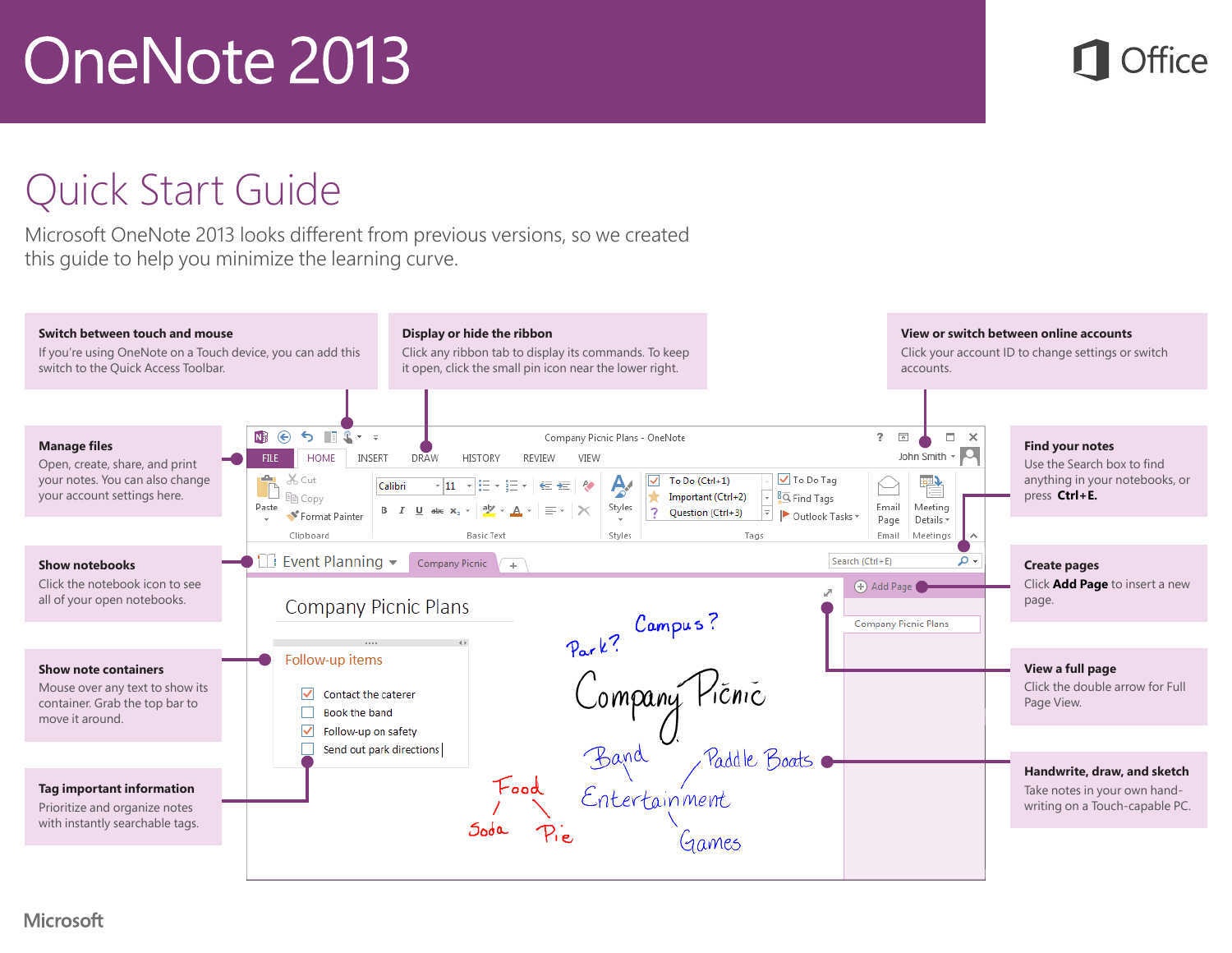# OneNote 2013

## Quick Start Guide

Microsoft OneNote 2013 looks different from previous versions, so we created this guide to help you minimize the learning curve.

### Switch between touch and mouse

If you're using OneNote on a Touch device, you can add this switch to the Quick Access Toolbar.

### Display or hide the ribbon

Click any ribbon tab to display its commands. To keep it open, click the small pin icon near the lower right.

### View or switch between online accounts

Click your account ID to change settings or switch accounts.

### Manage files

Open, create, share, and print your notes. You can also change your account settings here.

### Find your notes

Use the Search box to find anything in your notebooks, or press **Ctrl+E.**

### Show notebooks

Click the notebook icon to see all of your open notebooks.

### Create pages

Click **Add Page** to insert a new page.

### Show note containers

Mouse over any text to show its container. Grab the top bar to move it around.

### View a full page

Click the double arrow for Full Page View.

### Tag important information

Prioritize and organize notes with instantly searchable tags.

### Handwrite, draw, and sketch

Take notes in your own handwriting on a Touch-capable PC.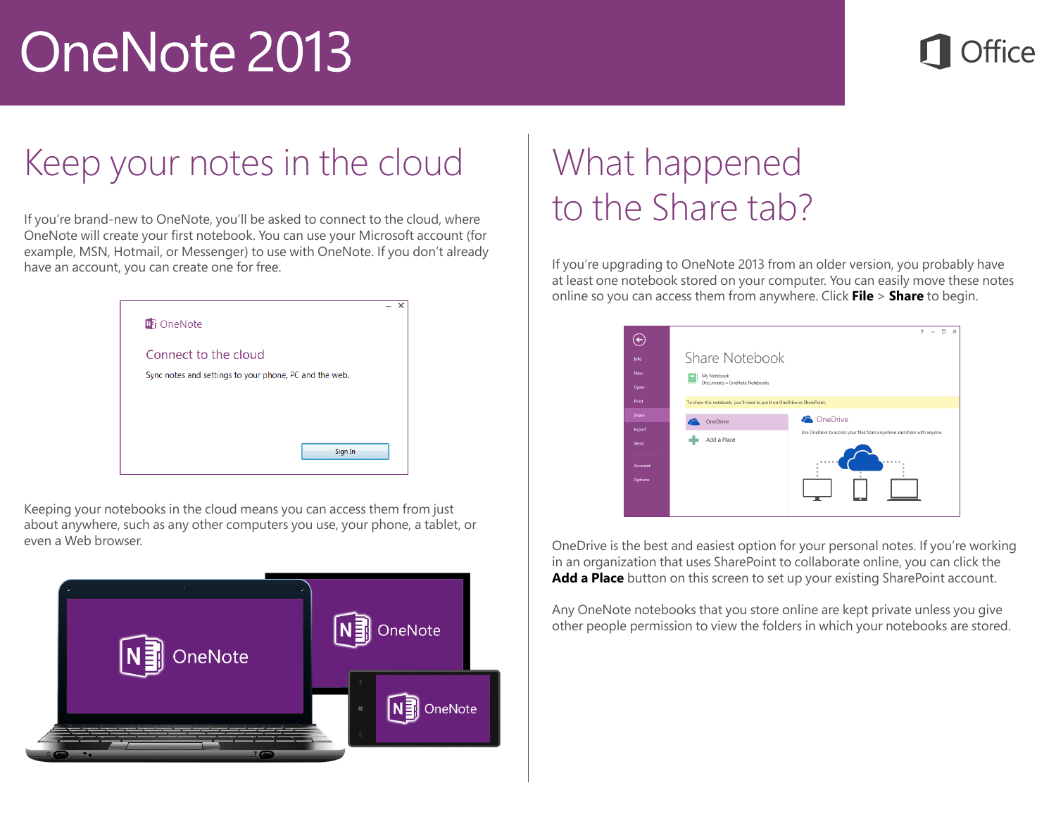# OneNote 2013

## Keep your notes in the cloud

If you're brand-new to OneNote, you'll be asked to connect to the cloud, where OneNote will create your first notebook. You can use your Microsoft account (for example, MSN, Hotmail, or Messenger) to use with OneNote. If you don't already have an account, you can create one for free.

Keeping your notebooks in the cloud means you can access them from just about anywhere, such as any other computers you use, your phone, a tablet, or even a Web browser.

## What happened to the Share tab?

If you're upgrading to OneNote 2013 from an older version, you probably have at least one notebook stored on your computer. You can easily move these notes online so you can access them from anywhere. Click **File** > **Share** to begin.

OneDrive is the best and easiest option for your personal notes. If you're working in an organization that uses SharePoint to collaborate online, you can click the **Add a Place** button on this screen to set up your existing SharePoint account.

Any OneNote notebooks that you store online are kept private unless you give other people permission to view the folders in which your notebooks are stored.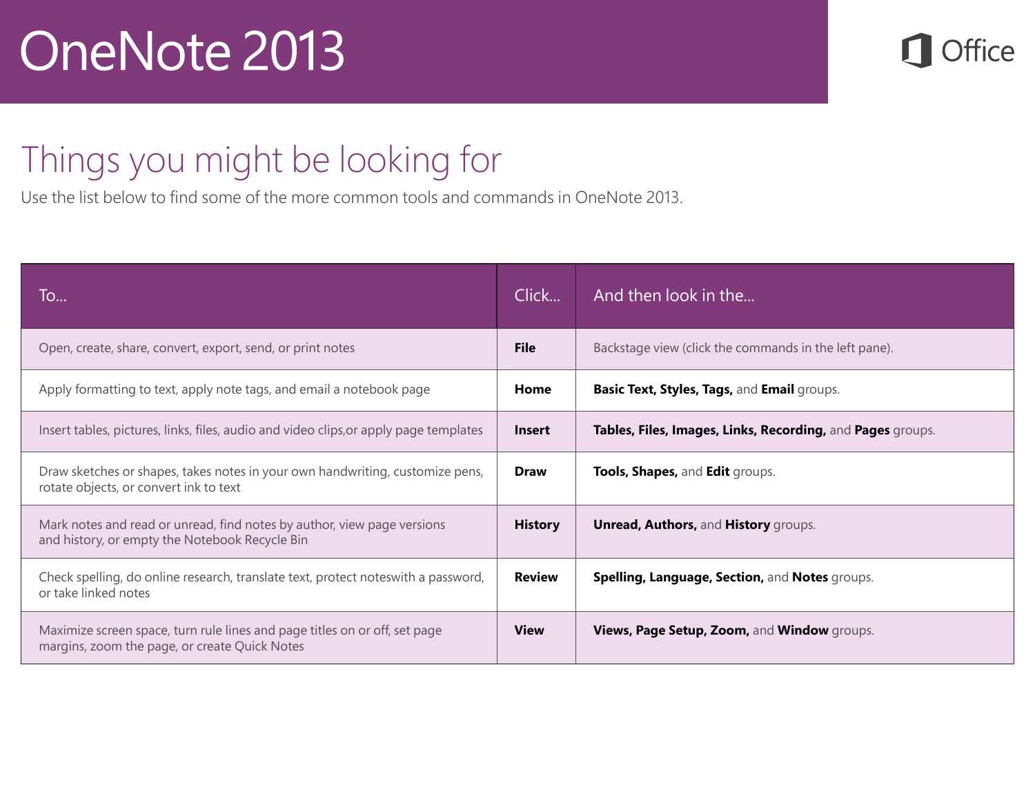# OneNote 2013

## Things you might be looking for

Use the list below to find some of the more common tools and commands in OneNote 2013.

| To... | Click... | And then look in the... |
|---|---|---|
| Open, create, share, convert, export, send, or print notes | **File** | Backstage view (click the commands in the left pane). |
| Apply formatting to text, apply note tags, and email a notebook page | **Home** | **Basic Text, Styles, Tags,** and **Email** groups. |
| Insert tables, pictures, links, files, audio and video clips,or apply page templates | **Insert** | **Tables, Files, Images, Links, Recording,** and **Pages** groups. |
| Draw sketches or shapes, takes notes in your own handwriting, customize pens, rotate objects, or convert ink to text | **Draw** | **Tools, Shapes,** and **Edit** groups. |
| Mark notes and read or unread, find notes by author, view page versions and history, or empty the Notebook Recycle Bin | **History** | **Unread, Authors,** and **History** groups. |
| Check spelling, do online research, translate text, protect noteswith a password, or take linked notes | **Review** | **Spelling, Language, Section,** and **Notes** groups. |
| Maximize screen space, turn rule lines and page titles on or off, set page margins, zoom the page, or create Quick Notes | **View** | **Views, Page Setup, Zoom,** and **Window** groups. |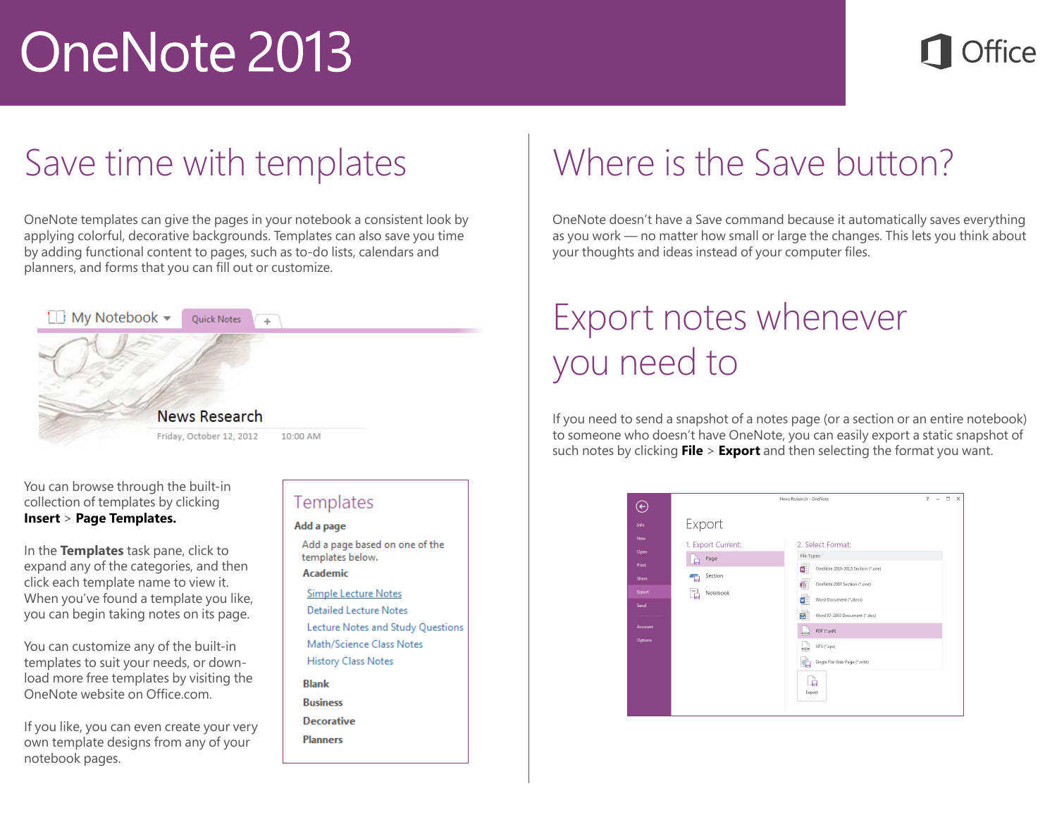# OneNote 2013

## Save time with templates

OneNote templates can give the pages in your notebook a consistent look by applying colorful, decorative backgrounds. Templates can also save you time by adding functional content to pages, such as to-do lists, calendars and planners, and forms that you can fill out or customize.

You can browse through the built-in collection of templates by clicking **Insert** > **Page Templates.**

In the **Templates** task pane, click to expand any of the categories, and then click each template name to view it. When you've found a template you like, you can begin taking notes on its page.

You can customize any of the built-in templates to suit your needs, or download more free templates by visiting the OneNote website on Office.com.

If you like, you can even create your very own template designs from any of your notebook pages.

## Where is the Save button?

OneNote doesn't have a Save command because it automatically saves everything as you work — no matter how small or large the changes. This lets you think about your thoughts and ideas instead of your computer files.

## Export notes whenever you need to

If you need to send a snapshot of a notes page (or a section or an entire notebook) to someone who doesn't have OneNote, you can easily export a static snapshot of such notes by clicking **File** > **Export** and then selecting the format you want.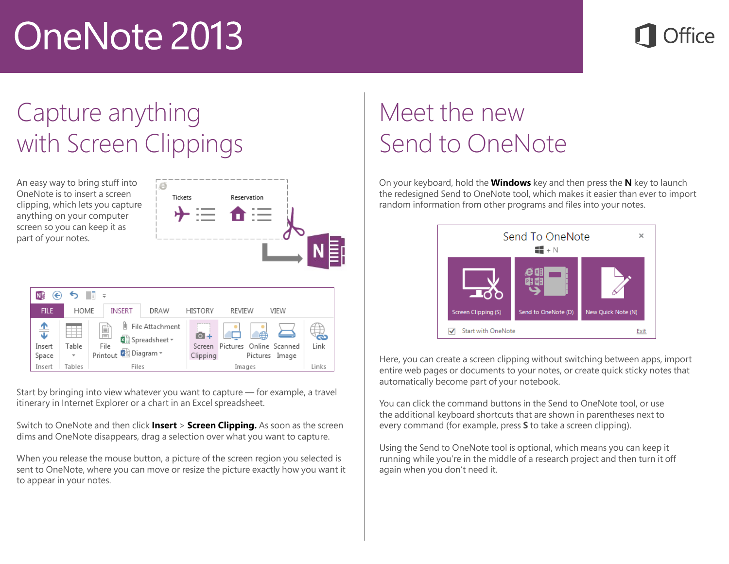# OneNote 2013

## Capture anything with Screen Clippings

An easy way to bring stuff into OneNote is to insert a screen clipping, which lets you capture anything on your computer screen so you can keep it as part of your notes.

Start by bringing into view whatever you want to capture — for example, a travel itinerary in Internet Explorer or a chart in an Excel spreadsheet.

Switch to OneNote and then click **Insert** > **Screen Clipping.** As soon as the screen dims and OneNote disappears, drag a selection over what you want to capture.

When you release the mouse button, a picture of the screen region you selected is sent to OneNote, where you can move or resize the picture exactly how you want it to appear in your notes.

## Meet the new Send to OneNote

On your keyboard, hold the **Windows** key and then press the **N** key to launch the redesigned Send to OneNote tool, which makes it easier than ever to import random information from other programs and files into your notes.

Here, you can create a screen clipping without switching between apps, import entire web pages or documents to your notes, or create quick sticky notes that automatically become part of your notebook.

You can click the command buttons in the Send to OneNote tool, or use the additional keyboard shortcuts that are shown in parentheses next to every command (for example, press **S** to take a screen clipping).

Using the Send to OneNote tool is optional, which means you can keep it running while you're in the middle of a research project and then turn it off again when you don't need it.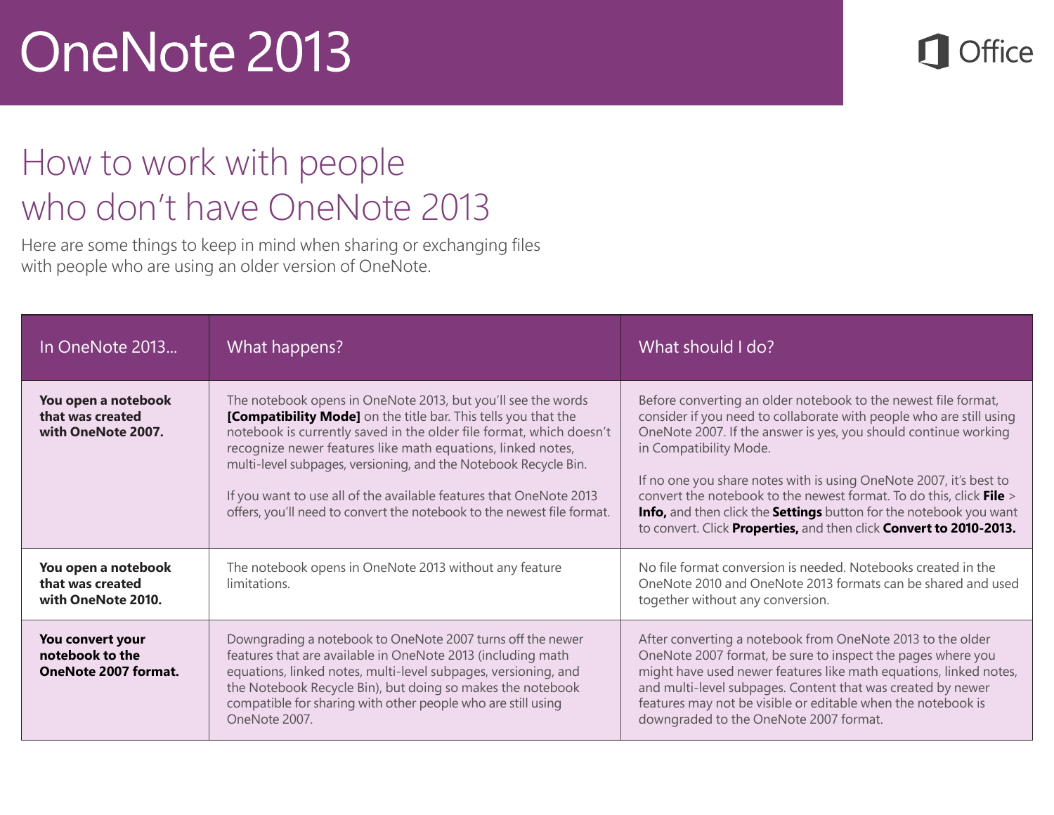# OneNote 2013

Office

## How to work with people who don't have OneNote 2013

Here are some things to keep in mind when sharing or exchanging files with people who are using an older version of OneNote.

| In OneNote 2013... | What happens? | What should I do? |
| --- | --- | --- |
| **You open a notebook that was created with OneNote 2007.** | The notebook opens in OneNote 2013, but you'll see the words **[Compatibility Mode]** on the title bar. This tells you that the notebook is currently saved in the older file format, which doesn't recognize newer features like math equations, linked notes, multi-level subpages, versioning, and the Notebook Recycle Bin.<br><br>If you want to use all of the available features that OneNote 2013 offers, you'll need to convert the notebook to the newest file format. | Before converting an older notebook to the newest file format, consider if you need to collaborate with people who are still using OneNote 2007. If the answer is yes, you should continue working in Compatibility Mode.<br><br>If no one you share notes with is using OneNote 2007, it's best to convert the notebook to the newest format. To do this, click **File** > **Info,** and then click the **Settings** button for the notebook you want to convert. Click **Properties,** and then click **Convert to 2010-2013.** |
| **You open a notebook that was created with OneNote 2010.** | The notebook opens in OneNote 2013 without any feature limitations. | No file format conversion is needed. Notebooks created in the OneNote 2010 and OneNote 2013 formats can be shared and used together without any conversion. |
| **You convert your notebook to the OneNote 2007 format.** | Downgrading a notebook to OneNote 2007 turns off the newer features that are available in OneNote 2013 (including math equations, linked notes, multi-level subpages, versioning, and the Notebook Recycle Bin), but doing so makes the notebook compatible for sharing with other people who are still using OneNote 2007. | After converting a notebook from OneNote 2013 to the older OneNote 2007 format, be sure to inspect the pages where you might have used newer features like math equations, linked notes, and multi-level subpages. Content that was created by newer features may not be visible or editable when the notebook is downgraded to the OneNote 2007 format. |